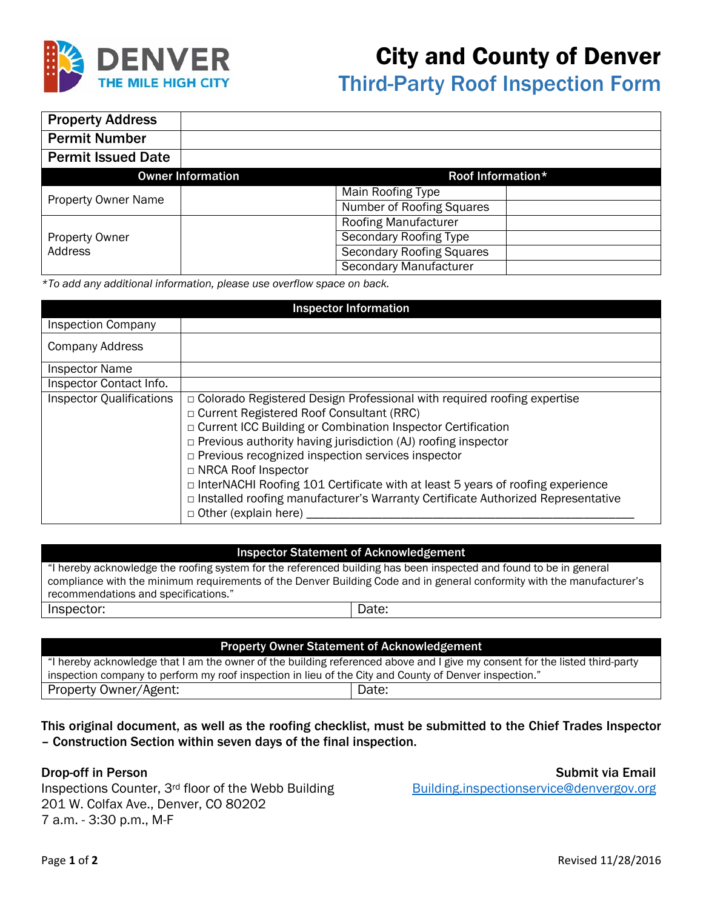DENVER
THE MILE HIGH CITY

# City and County of Denver
## Third-Party Roof Inspection Form

| Property Address | |
|---|---|
| Permit Number | |
| Permit Issued Date | |

| Owner Information | | Roof Information* | |
|---|---|---|---|
| Property Owner Name | | Main Roofing Type | |
| | | Number of Roofing Squares | |
| Property Owner Address | | Roofing Manufacturer | |
| | | Secondary Roofing Type | |
| | | Secondary Roofing Squares | |
| | | Secondary Manufacturer | |

*\*To add any additional information, please use overflow space on back.*

| Inspector Information | |
|---|---|
| Inspection Company | |
| Company Address | |
| Inspector Name | |
| Inspector Contact Info. | |
| Inspector Qualifications | □ Colorado Registered Design Professional with required roofing expertise<br>□ Current Registered Roof Consultant (RRC)<br>□ Current ICC Building or Combination Inspector Certification<br>□ Previous authority having jurisdiction (AJ) roofing inspector<br>□ Previous recognized inspection services inspector<br>□ NRCA Roof Inspector<br>□ InterNACHI Roofing 101 Certificate with at least 5 years of roofing experience<br>□ Installed roofing manufacturer's Warranty Certificate Authorized Representative<br>□ Other (explain here) ____________________ |

| Inspector Statement of Acknowledgement | |
|---|---|
| "I hereby acknowledge the roofing system for the referenced building has been inspected and found to be in general compliance with the minimum requirements of the Denver Building Code and in general conformity with the manufacturer's recommendations and specifications." | |
| Inspector: | Date: |

| Property Owner Statement of Acknowledgement | |
|---|---|
| "I hereby acknowledge that I am the owner of the building referenced above and I give my consent for the listed third-party inspection company to perform my roof inspection in lieu of the City and County of Denver inspection." | |
| Property Owner/Agent: | Date: |

**This original document, as well as the roofing checklist, must be submitted to the Chief Trades Inspector – Construction Section within seven days of the final inspection.**

**Drop-off in Person**
Inspections Counter, 3rd floor of the Webb Building
201 W. Colfax Ave., Denver, CO 80202
7 a.m. - 3:30 p.m., M-F

**Submit via Email**
Building.inspectionservice@denvergov.org

Revised 11/28/2016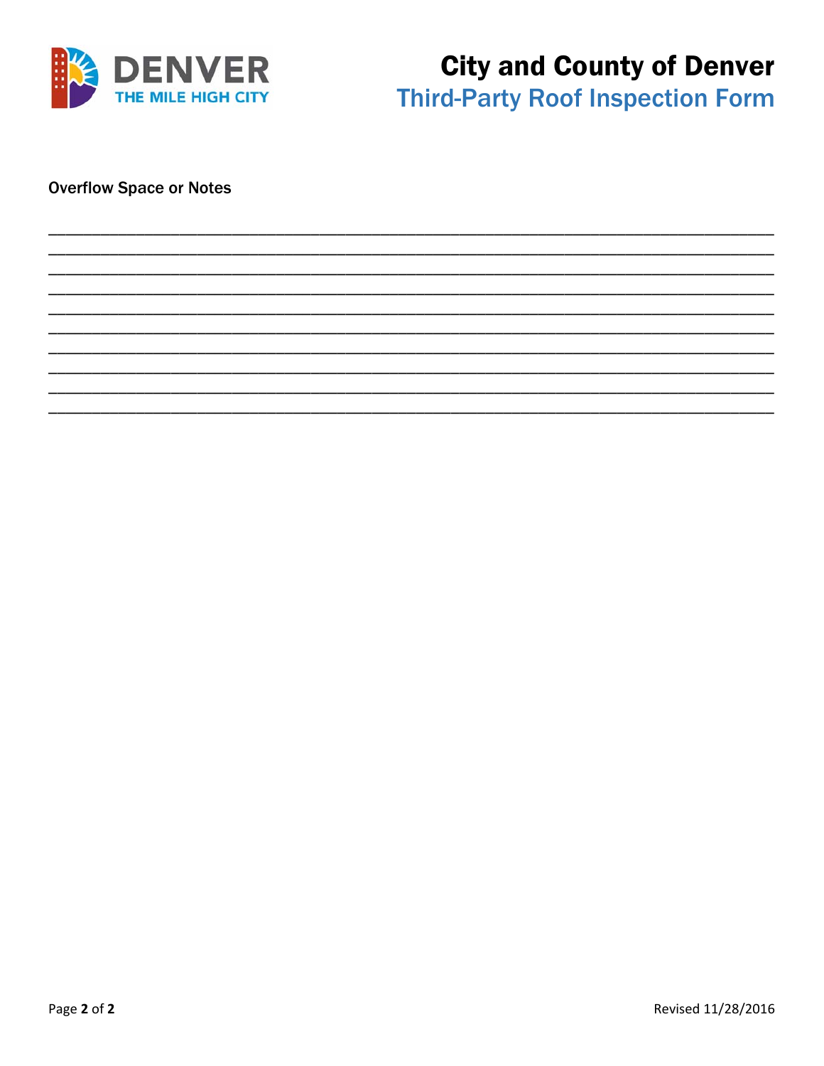**Overflow Space or Notes**

\_\_\_\_\_\_\_\_\_\_\_\_\_\_\_\_\_\_\_\_\_\_\_\_\_\_\_\_\_\_\_\_\_\_\_\_\_\_\_\_\_\_\_\_\_\_\_\_\_\_\_\_\_\_\_\_\_\_\_\_\_\_\_\_\_\_\_\_\_\_\_\_\_\_\_\_\_\_

\_\_\_\_\_\_\_\_\_\_\_\_\_\_\_\_\_\_\_\_\_\_\_\_\_\_\_\_\_\_\_\_\_\_\_\_\_\_\_\_\_\_\_\_\_\_\_\_\_\_\_\_\_\_\_\_\_\_\_\_\_\_\_\_\_\_\_\_\_\_\_\_\_\_\_\_\_\_

\_\_\_\_\_\_\_\_\_\_\_\_\_\_\_\_\_\_\_\_\_\_\_\_\_\_\_\_\_\_\_\_\_\_\_\_\_\_\_\_\_\_\_\_\_\_\_\_\_\_\_\_\_\_\_\_\_\_\_\_\_\_\_\_\_\_\_\_\_\_\_\_\_\_\_\_\_\_

\_\_\_\_\_\_\_\_\_\_\_\_\_\_\_\_\_\_\_\_\_\_\_\_\_\_\_\_\_\_\_\_\_\_\_\_\_\_\_\_\_\_\_\_\_\_\_\_\_\_\_\_\_\_\_\_\_\_\_\_\_\_\_\_\_\_\_\_\_\_\_\_\_\_\_\_\_\_

\_\_\_\_\_\_\_\_\_\_\_\_\_\_\_\_\_\_\_\_\_\_\_\_\_\_\_\_\_\_\_\_\_\_\_\_\_\_\_\_\_\_\_\_\_\_\_\_\_\_\_\_\_\_\_\_\_\_\_\_\_\_\_\_\_\_\_\_\_\_\_\_\_\_\_\_\_\_

\_\_\_\_\_\_\_\_\_\_\_\_\_\_\_\_\_\_\_\_\_\_\_\_\_\_\_\_\_\_\_\_\_\_\_\_\_\_\_\_\_\_\_\_\_\_\_\_\_\_\_\_\_\_\_\_\_\_\_\_\_\_\_\_\_\_\_\_\_\_\_\_\_\_\_\_\_\_

\_\_\_\_\_\_\_\_\_\_\_\_\_\_\_\_\_\_\_\_\_\_\_\_\_\_\_\_\_\_\_\_\_\_\_\_\_\_\_\_\_\_\_\_\_\_\_\_\_\_\_\_\_\_\_\_\_\_\_\_\_\_\_\_\_\_\_\_\_\_\_\_\_\_\_\_\_\_

\_\_\_\_\_\_\_\_\_\_\_\_\_\_\_\_\_\_\_\_\_\_\_\_\_\_\_\_\_\_\_\_\_\_\_\_\_\_\_\_\_\_\_\_\_\_\_\_\_\_\_\_\_\_\_\_\_\_\_\_\_\_\_\_\_\_\_\_\_\_\_\_\_\_\_\_\_\_

\_\_\_\_\_\_\_\_\_\_\_\_\_\_\_\_\_\_\_\_\_\_\_\_\_\_\_\_\_\_\_\_\_\_\_\_\_\_\_\_\_\_\_\_\_\_\_\_\_\_\_\_\_\_\_\_\_\_\_\_\_\_\_\_\_\_\_\_\_\_\_\_\_\_\_\_\_\_

\_\_\_\_\_\_\_\_\_\_\_\_\_\_\_\_\_\_\_\_\_\_\_\_\_\_\_\_\_\_\_\_\_\_\_\_\_\_\_\_\_\_\_\_\_\_\_\_\_\_\_\_\_\_\_\_\_\_\_\_\_\_\_\_\_\_\_\_\_\_\_\_\_\_\_\_\_\_